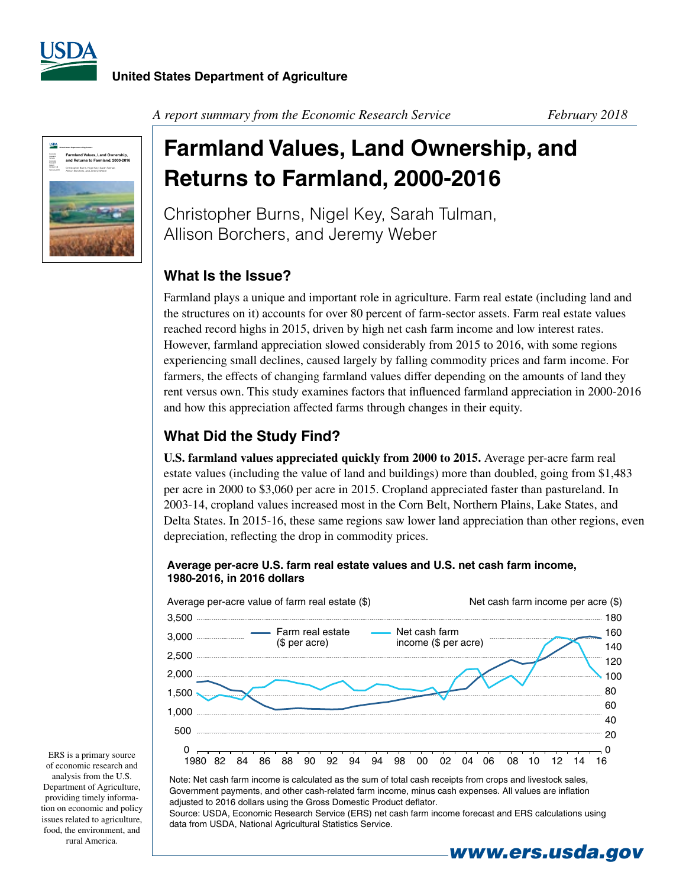United States Department of Agriculture

*A report summary from the Economic Research Service* *February 2018*

# Farmland Values, Land Ownership, and Returns to Farmland, 2000-2016

Christopher Burns, Nigel Key, Sarah Tulman, Allison Borchers, and Jeremy Weber

## What Is the Issue?

Farmland plays a unique and important role in agriculture. Farm real estate (including land and the structures on it) accounts for over 80 percent of farm-sector assets. Farm real estate values reached record highs in 2015, driven by high net cash farm income and low interest rates. However, farmland appreciation slowed considerably from 2015 to 2016, with some regions experiencing small declines, caused largely by falling commodity prices and farm income. For farmers, the effects of changing farmland values differ depending on the amounts of land they rent versus own. This study examines factors that influenced farmland appreciation in 2000-2016 and how this appreciation affected farms through changes in their equity.

## What Did the Study Find?

**U.S. farmland values appreciated quickly from 2000 to 2015.** Average per-acre farm real estate values (including the value of land and buildings) more than doubled, going from $1,483 per acre in 2000 to $3,060 per acre in 2015. Cropland appreciated faster than pastureland. In 2003-14, cropland values increased most in the Corn Belt, Northern Plains, Lake States, and Delta States. In 2015-16, these same regions saw lower land appreciation than other regions, even depreciation, reflecting the drop in commodity prices.

**Average per-acre U.S. farm real estate values and U.S. net cash farm income, 1980-2016, in 2016 dollars**

Note: Net cash farm income is calculated as the sum of total cash receipts from crops and livestock sales, Government payments, and other cash-related farm income, minus cash expenses. All values are inflation adjusted to 2016 dollars using the Gross Domestic Product deflator.
Source: USDA, Economic Research Service (ERS) net cash farm income forecast and ERS calculations using data from USDA, National Agricultural Statistics Service.

ERS is a primary source of economic research and analysis from the U.S. Department of Agriculture, providing timely information on economic and policy issues related to agriculture, food, the environment, and rural America.

www.ers.usda.gov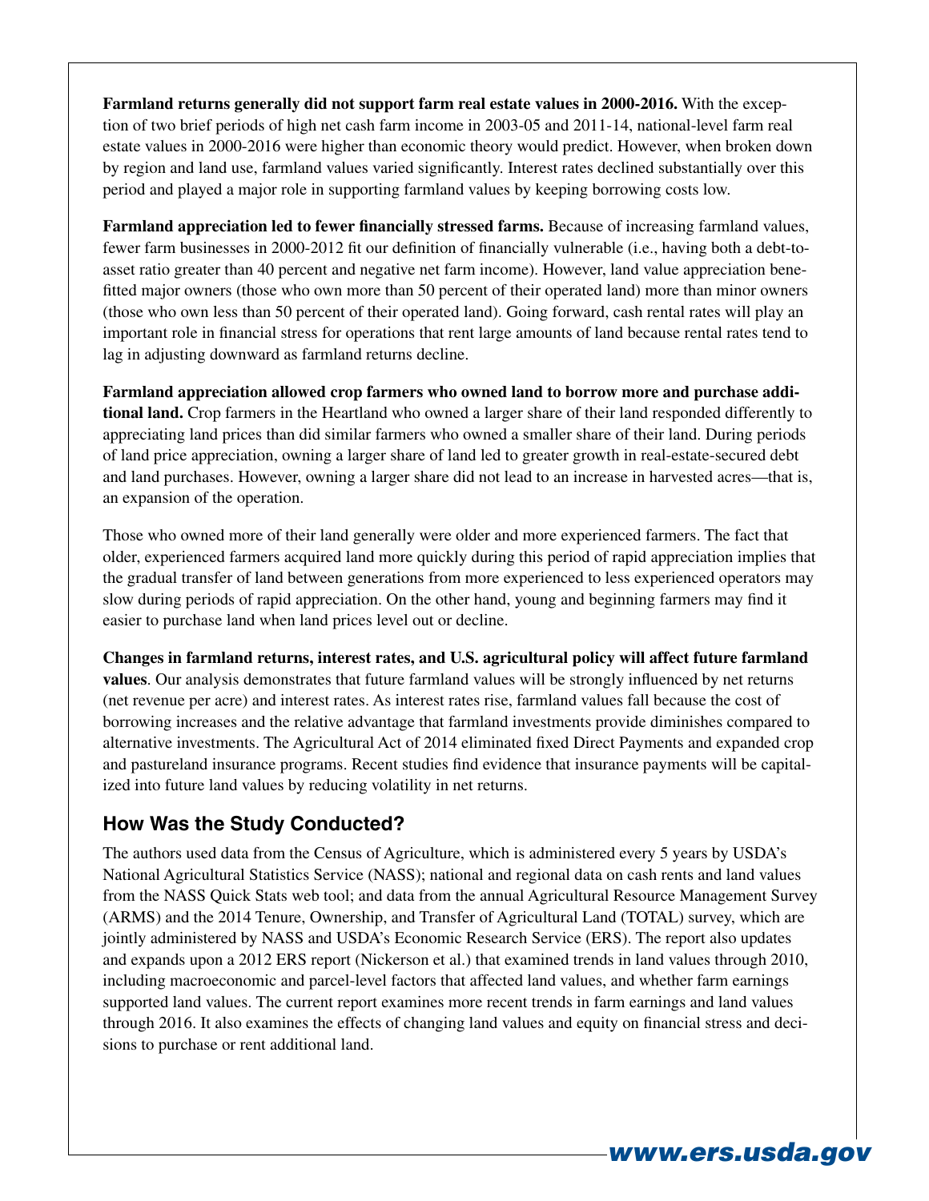**Farmland returns generally did not support farm real estate values in 2000-2016.** With the exception of two brief periods of high net cash farm income in 2003-05 and 2011-14, national-level farm real estate values in 2000-2016 were higher than economic theory would predict. However, when broken down by region and land use, farmland values varied significantly. Interest rates declined substantially over this period and played a major role in supporting farmland values by keeping borrowing costs low.

**Farmland appreciation led to fewer financially stressed farms.** Because of increasing farmland values, fewer farm businesses in 2000-2012 fit our definition of financially vulnerable (i.e., having both a debt-to-asset ratio greater than 40 percent and negative net farm income). However, land value appreciation benefitted major owners (those who own more than 50 percent of their operated land) more than minor owners (those who own less than 50 percent of their operated land). Going forward, cash rental rates will play an important role in financial stress for operations that rent large amounts of land because rental rates tend to lag in adjusting downward as farmland returns decline.

**Farmland appreciation allowed crop farmers who owned land to borrow more and purchase additional land.** Crop farmers in the Heartland who owned a larger share of their land responded differently to appreciating land prices than did similar farmers who owned a smaller share of their land. During periods of land price appreciation, owning a larger share of land led to greater growth in real-estate-secured debt and land purchases. However, owning a larger share did not lead to an increase in harvested acres—that is, an expansion of the operation.

Those who owned more of their land generally were older and more experienced farmers. The fact that older, experienced farmers acquired land more quickly during this period of rapid appreciation implies that the gradual transfer of land between generations from more experienced to less experienced operators may slow during periods of rapid appreciation. On the other hand, young and beginning farmers may find it easier to purchase land when land prices level out or decline.

**Changes in farmland returns, interest rates, and U.S. agricultural policy will affect future farmland values**. Our analysis demonstrates that future farmland values will be strongly influenced by net returns (net revenue per acre) and interest rates. As interest rates rise, farmland values fall because the cost of borrowing increases and the relative advantage that farmland investments provide diminishes compared to alternative investments. The Agricultural Act of 2014 eliminated fixed Direct Payments and expanded crop and pastureland insurance programs. Recent studies find evidence that insurance payments will be capitalized into future land values by reducing volatility in net returns.

## How Was the Study Conducted?

The authors used data from the Census of Agriculture, which is administered every 5 years by USDA's National Agricultural Statistics Service (NASS); national and regional data on cash rents and land values from the NASS Quick Stats web tool; and data from the annual Agricultural Resource Management Survey (ARMS) and the 2014 Tenure, Ownership, and Transfer of Agricultural Land (TOTAL) survey, which are jointly administered by NASS and USDA's Economic Research Service (ERS). The report also updates and expands upon a 2012 ERS report (Nickerson et al.) that examined trends in land values through 2010, including macroeconomic and parcel-level factors that affected land values, and whether farm earnings supported land values. The current report examines more recent trends in farm earnings and land values through 2016. It also examines the effects of changing land values and equity on financial stress and decisions to purchase or rent additional land.